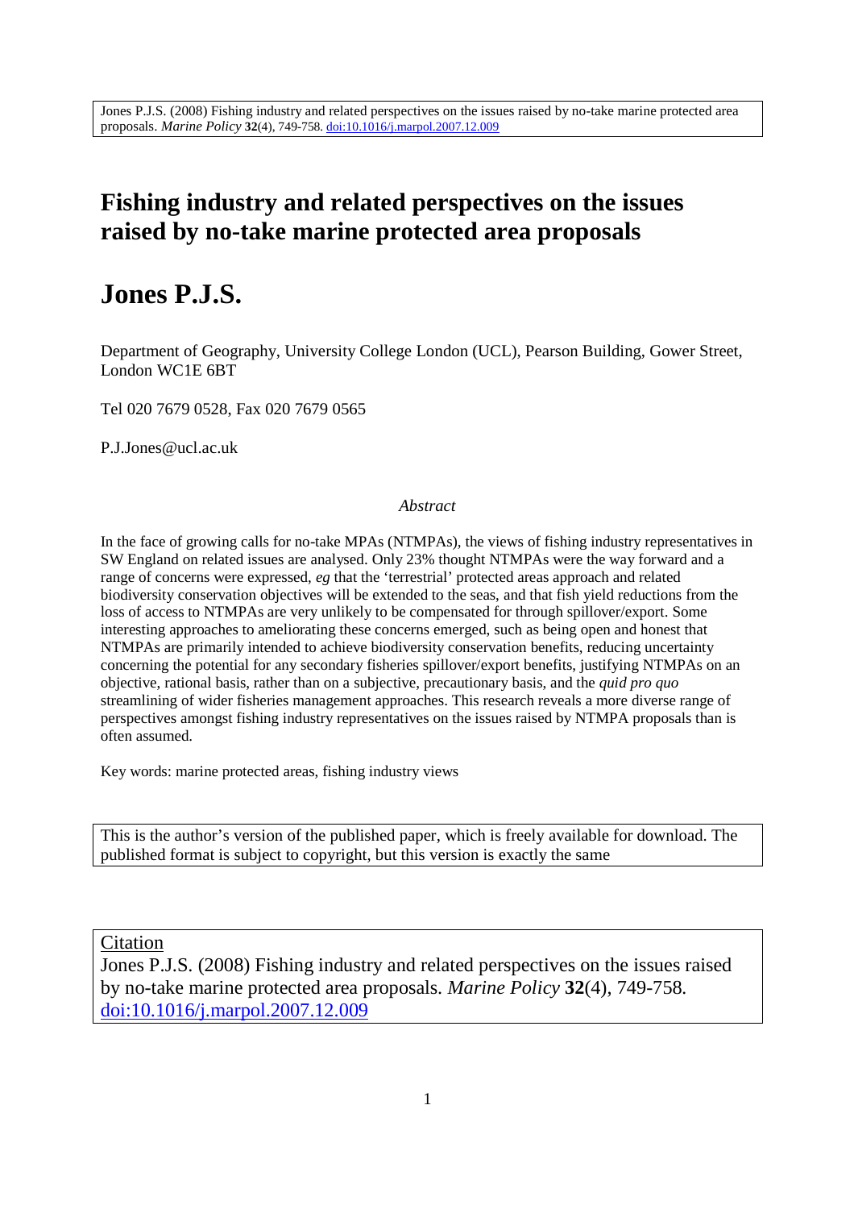Jones P.J.S. (2008) Fishing industry and related perspectives on the issues raised by no-take marine protected area proposals. *Marine Policy* **32**(4), 749-758. doi:10.1016/j.marpol.2007.12.009

# Fishing industry and related perspectives on the issues raised by no-take marine protected area proposals

# Jones P.J.S.

Department of Geography, University College London (UCL), Pearson Building, Gower Street, London WC1E 6BT

Tel 020 7679 0528, Fax 020 7679 0565

P.J.Jones@ucl.ac.uk

*Abstract*

In the face of growing calls for no-take MPAs (NTMPAs), the views of fishing industry representatives in SW England on related issues are analysed. Only 23% thought NTMPAs were the way forward and a range of concerns were expressed, *eg* that the 'terrestrial' protected areas approach and related biodiversity conservation objectives will be extended to the seas, and that fish yield reductions from the loss of access to NTMPAs are very unlikely to be compensated for through spillover/export. Some interesting approaches to ameliorating these concerns emerged, such as being open and honest that NTMPAs are primarily intended to achieve biodiversity conservation benefits, reducing uncertainty concerning the potential for any secondary fisheries spillover/export benefits, justifying NTMPAs on an objective, rational basis, rather than on a subjective, precautionary basis, and the *quid pro quo* streamlining of wider fisheries management approaches. This research reveals a more diverse range of perspectives amongst fishing industry representatives on the issues raised by NTMPA proposals than is often assumed.

Key words: marine protected areas, fishing industry views

This is the author's version of the published paper, which is freely available for download. The published format is subject to copyright, but this version is exactly the same

Citation

Jones P.J.S. (2008) Fishing industry and related perspectives on the issues raised by no-take marine protected area proposals. *Marine Policy* **32**(4), 749-758. doi:10.1016/j.marpol.2007.12.009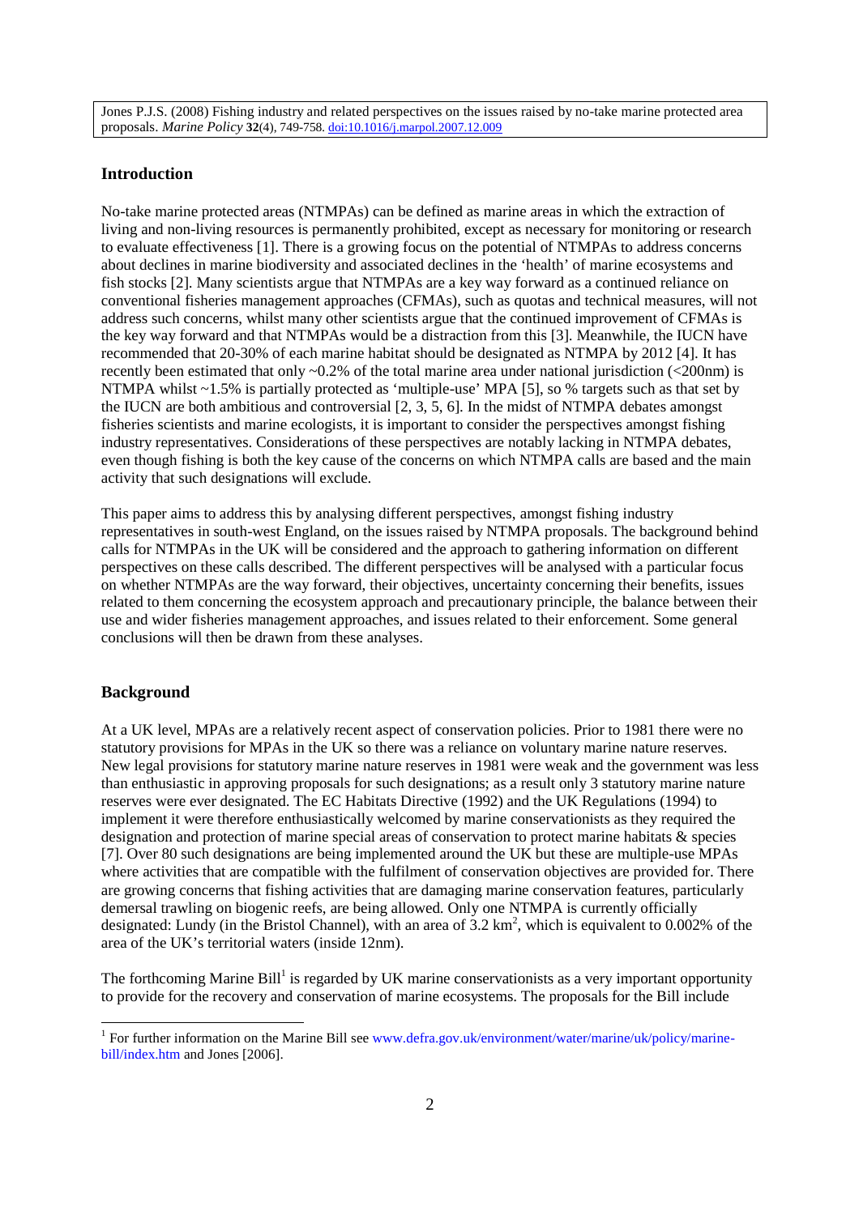Jones P.J.S. (2008) Fishing industry and related perspectives on the issues raised by no-take marine protected area proposals. *Marine Policy* **32**(4), 749-758. doi:10.1016/j.marpol.2007.12.009

## Introduction

No-take marine protected areas (NTMPAs) can be defined as marine areas in which the extraction of living and non-living resources is permanently prohibited, except as necessary for monitoring or research to evaluate effectiveness [1]. There is a growing focus on the potential of NTMPAs to address concerns about declines in marine biodiversity and associated declines in the 'health' of marine ecosystems and fish stocks [2]. Many scientists argue that NTMPAs are a key way forward as a continued reliance on conventional fisheries management approaches (CFMAs), such as quotas and technical measures, will not address such concerns, whilst many other scientists argue that the continued improvement of CFMAs is the key way forward and that NTMPAs would be a distraction from this [3]. Meanwhile, the IUCN have recommended that 20-30% of each marine habitat should be designated as NTMPA by 2012 [4]. It has recently been estimated that only ~0.2% of the total marine area under national jurisdiction (<200nm) is NTMPA whilst ~1.5% is partially protected as 'multiple-use' MPA [5], so % targets such as that set by the IUCN are both ambitious and controversial [2, 3, 5, 6]. In the midst of NTMPA debates amongst fisheries scientists and marine ecologists, it is important to consider the perspectives amongst fishing industry representatives. Considerations of these perspectives are notably lacking in NTMPA debates, even though fishing is both the key cause of the concerns on which NTMPA calls are based and the main activity that such designations will exclude.

This paper aims to address this by analysing different perspectives, amongst fishing industry representatives in south-west England, on the issues raised by NTMPA proposals. The background behind calls for NTMPAs in the UK will be considered and the approach to gathering information on different perspectives on these calls described. The different perspectives will be analysed with a particular focus on whether NTMPAs are the way forward, their objectives, uncertainty concerning their benefits, issues related to them concerning the ecosystem approach and precautionary principle, the balance between their use and wider fisheries management approaches, and issues related to their enforcement. Some general conclusions will then be drawn from these analyses.

## Background

At a UK level, MPAs are a relatively recent aspect of conservation policies. Prior to 1981 there were no statutory provisions for MPAs in the UK so there was a reliance on voluntary marine nature reserves. New legal provisions for statutory marine nature reserves in 1981 were weak and the government was less than enthusiastic in approving proposals for such designations; as a result only 3 statutory marine nature reserves were ever designated. The EC Habitats Directive (1992) and the UK Regulations (1994) to implement it were therefore enthusiastically welcomed by marine conservationists as they required the designation and protection of marine special areas of conservation to protect marine habitats & species [7]. Over 80 such designations are being implemented around the UK but these are multiple-use MPAs where activities that are compatible with the fulfilment of conservation objectives are provided for. There are growing concerns that fishing activities that are damaging marine conservation features, particularly demersal trawling on biogenic reefs, are being allowed. Only one NTMPA is currently officially designated: Lundy (in the Bristol Channel), with an area of 3.2 km$^2$, which is equivalent to 0.002% of the area of the UK's territorial waters (inside 12nm).

The forthcoming Marine Bill[1] is regarded by UK marine conservationists as a very important opportunity to provide for the recovery and conservation of marine ecosystems. The proposals for the Bill include

[1] For further information on the Marine Bill see www.defra.gov.uk/environment/water/marine/uk/policy/marine-bill/index.htm and Jones [2006].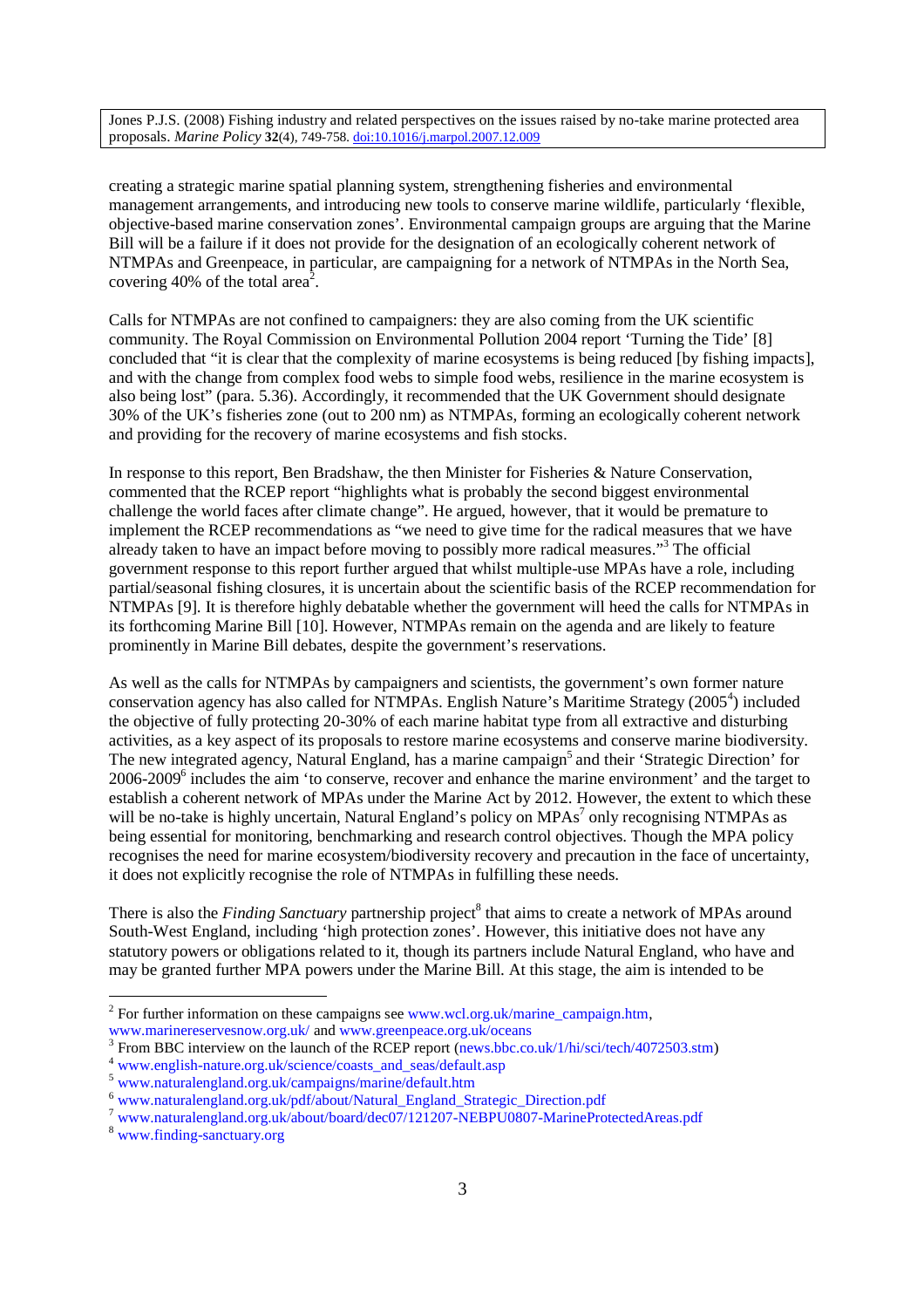creating a strategic marine spatial planning system, strengthening fisheries and environmental management arrangements, and introducing new tools to conserve marine wildlife, particularly 'flexible, objective-based marine conservation zones'. Environmental campaign groups are arguing that the Marine Bill will be a failure if it does not provide for the designation of an ecologically coherent network of NTMPAs and Greenpeace, in particular, are campaigning for a network of NTMPAs in the North Sea, covering 40% of the total area[2].

Calls for NTMPAs are not confined to campaigners: they are also coming from the UK scientific community. The Royal Commission on Environmental Pollution 2004 report 'Turning the Tide' [8] concluded that "it is clear that the complexity of marine ecosystems is being reduced [by fishing impacts], and with the change from complex food webs to simple food webs, resilience in the marine ecosystem is also being lost" (para. 5.36). Accordingly, it recommended that the UK Government should designate 30% of the UK's fisheries zone (out to 200 nm) as NTMPAs, forming an ecologically coherent network and providing for the recovery of marine ecosystems and fish stocks.

In response to this report, Ben Bradshaw, the then Minister for Fisheries & Nature Conservation, commented that the RCEP report "highlights what is probably the second biggest environmental challenge the world faces after climate change". He argued, however, that it would be premature to implement the RCEP recommendations as "we need to give time for the radical measures that we have already taken to have an impact before moving to possibly more radical measures."[3] The official government response to this report further argued that whilst multiple-use MPAs have a role, including partial/seasonal fishing closures, it is uncertain about the scientific basis of the RCEP recommendation for NTMPAs [9]. It is therefore highly debatable whether the government will heed the calls for NTMPAs in its forthcoming Marine Bill [10]. However, NTMPAs remain on the agenda and are likely to feature prominently in Marine Bill debates, despite the government's reservations.

As well as the calls for NTMPAs by campaigners and scientists, the government's own former nature conservation agency has also called for NTMPAs. English Nature's Maritime Strategy (2005[4]) included the objective of fully protecting 20-30% of each marine habitat type from all extractive and disturbing activities, as a key aspect of its proposals to restore marine ecosystems and conserve marine biodiversity. The new integrated agency, Natural England, has a marine campaign[5] and their 'Strategic Direction' for 2006-2009[6] includes the aim 'to conserve, recover and enhance the marine environment' and the target to establish a coherent network of MPAs under the Marine Act by 2012. However, the extent to which these will be no-take is highly uncertain, Natural England's policy on MPAs[7] only recognising NTMPAs as being essential for monitoring, benchmarking and research control objectives. Though the MPA policy recognises the need for marine ecosystem/biodiversity recovery and precaution in the face of uncertainty, it does not explicitly recognise the role of NTMPAs in fulfilling these needs.

There is also the *Finding Sanctuary* partnership project[8] that aims to create a network of MPAs around South-West England, including 'high protection zones'. However, this initiative does not have any statutory powers or obligations related to it, though its partners include Natural England, who have and may be granted further MPA powers under the Marine Bill. At this stage, the aim is intended to be

---

[2] For further information on these campaigns see www.wcl.org.uk/marine_campaign.htm, www.marinereservesnow.org.uk/ and www.greenpeace.org.uk/oceans

[3] From BBC interview on the launch of the RCEP report (news.bbc.co.uk/1/hi/sci/tech/4072503.stm)

[4] www.english-nature.org.uk/science/coasts_and_seas/default.asp

[5] www.naturalengland.org.uk/campaigns/marine/default.htm

[6] www.naturalengland.org.uk/pdf/about/Natural_England_Strategic_Direction.pdf

[7] www.naturalengland.org.uk/about/board/dec07/121207-NEBPU0807-MarineProtectedAreas.pdf

[8] www.finding-sanctuary.org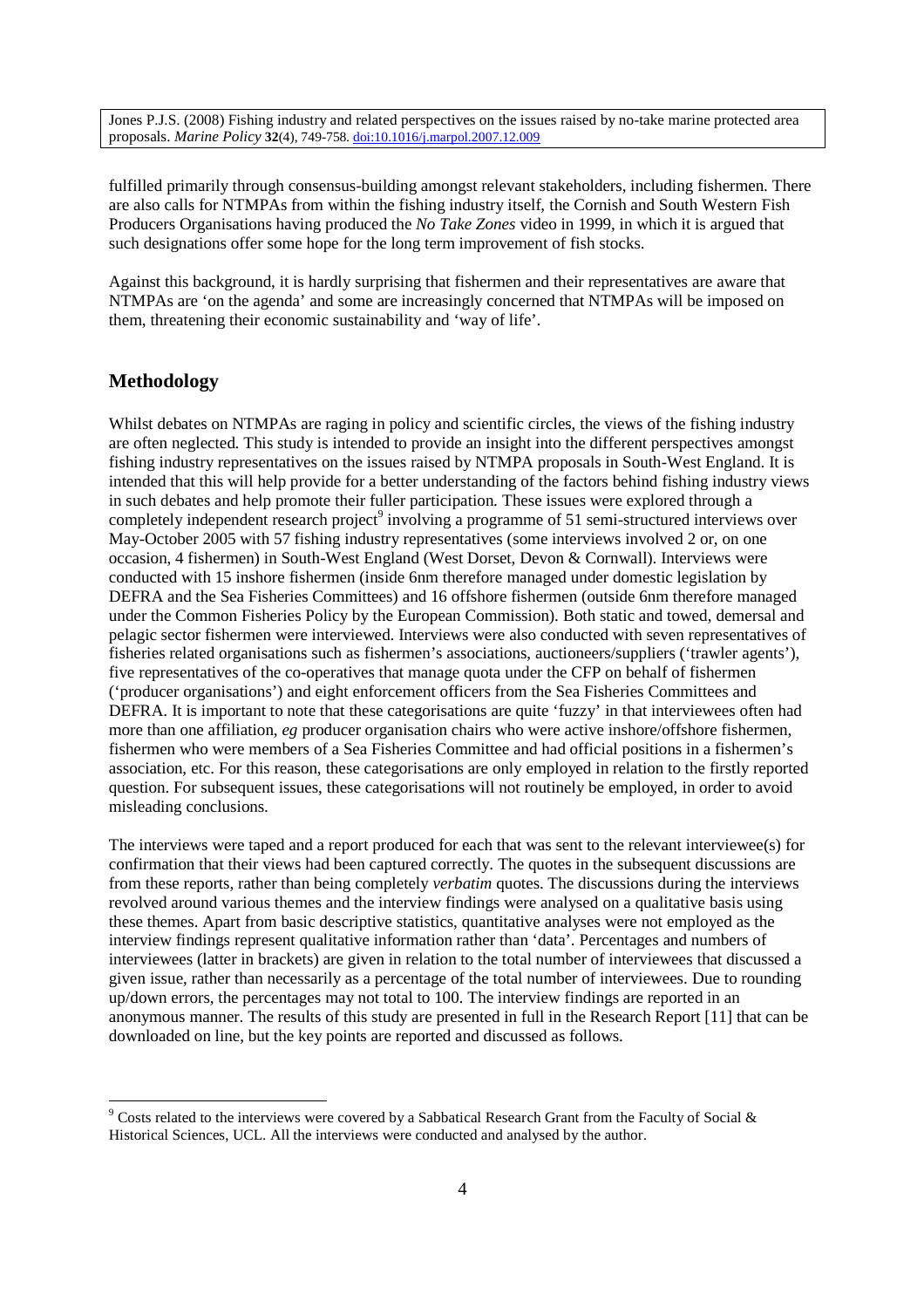fulfilled primarily through consensus-building amongst relevant stakeholders, including fishermen. There are also calls for NTMPAs from within the fishing industry itself, the Cornish and South Western Fish Producers Organisations having produced the *No Take Zones* video in 1999, in which it is argued that such designations offer some hope for the long term improvement of fish stocks.

Against this background, it is hardly surprising that fishermen and their representatives are aware that NTMPAs are 'on the agenda' and some are increasingly concerned that NTMPAs will be imposed on them, threatening their economic sustainability and 'way of life'.

## Methodology

Whilst debates on NTMPAs are raging in policy and scientific circles, the views of the fishing industry are often neglected. This study is intended to provide an insight into the different perspectives amongst fishing industry representatives on the issues raised by NTMPA proposals in South-West England. It is intended that this will help provide for a better understanding of the factors behind fishing industry views in such debates and help promote their fuller participation. These issues were explored through a completely independent research project[9] involving a programme of 51 semi-structured interviews over May-October 2005 with 57 fishing industry representatives (some interviews involved 2 or, on one occasion, 4 fishermen) in South-West England (West Dorset, Devon & Cornwall). Interviews were conducted with 15 inshore fishermen (inside 6nm therefore managed under domestic legislation by DEFRA and the Sea Fisheries Committees) and 16 offshore fishermen (outside 6nm therefore managed under the Common Fisheries Policy by the European Commission). Both static and towed, demersal and pelagic sector fishermen were interviewed. Interviews were also conducted with seven representatives of fisheries related organisations such as fishermen's associations, auctioneers/suppliers ('trawler agents'), five representatives of the co-operatives that manage quota under the CFP on behalf of fishermen ('producer organisations') and eight enforcement officers from the Sea Fisheries Committees and DEFRA. It is important to note that these categorisations are quite 'fuzzy' in that interviewees often had more than one affiliation, *eg* producer organisation chairs who were active inshore/offshore fishermen, fishermen who were members of a Sea Fisheries Committee and had official positions in a fishermen's association, etc. For this reason, these categorisations are only employed in relation to the firstly reported question. For subsequent issues, these categorisations will not routinely be employed, in order to avoid misleading conclusions.

The interviews were taped and a report produced for each that was sent to the relevant interviewee(s) for confirmation that their views had been captured correctly. The quotes in the subsequent discussions are from these reports, rather than being completely *verbatim* quotes. The discussions during the interviews revolved around various themes and the interview findings were analysed on a qualitative basis using these themes. Apart from basic descriptive statistics, quantitative analyses were not employed as the interview findings represent qualitative information rather than 'data'. Percentages and numbers of interviewees (latter in brackets) are given in relation to the total number of interviewees that discussed a given issue, rather than necessarily as a percentage of the total number of interviewees. Due to rounding up/down errors, the percentages may not total to 100. The interview findings are reported in an anonymous manner. The results of this study are presented in full in the Research Report [11] that can be downloaded on line, but the key points are reported and discussed as follows.

[9] Costs related to the interviews were covered by a Sabbatical Research Grant from the Faculty of Social & Historical Sciences, UCL. All the interviews were conducted and analysed by the author.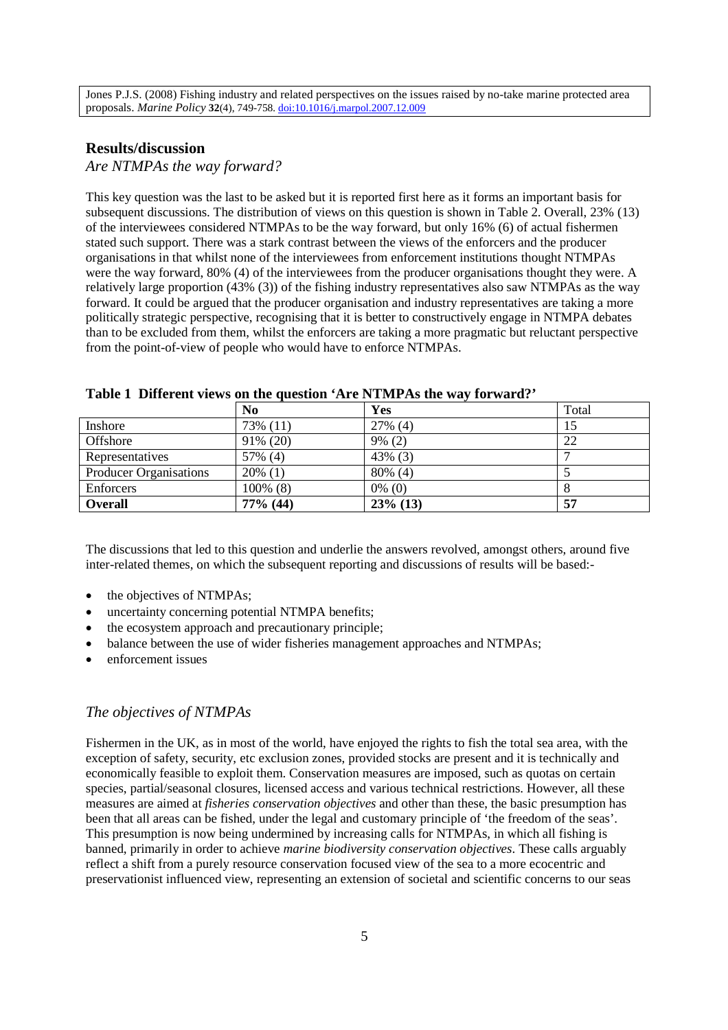## Results/discussion

### *Are NTMPAs the way forward?*

This key question was the last to be asked but it is reported first here as it forms an important basis for subsequent discussions. The distribution of views on this question is shown in Table 2. Overall, 23% (13) of the interviewees considered NTMPAs to be the way forward, but only 16% (6) of actual fishermen stated such support. There was a stark contrast between the views of the enforcers and the producer organisations in that whilst none of the interviewees from enforcement institutions thought NTMPAs were the way forward, 80% (4) of the interviewees from the producer organisations thought they were. A relatively large proportion (43% (3)) of the fishing industry representatives also saw NTMPAs as the way forward. It could be argued that the producer organisation and industry representatives are taking a more politically strategic perspective, recognising that it is better to constructively engage in NTMPA debates than to be excluded from them, whilst the enforcers are taking a more pragmatic but reluctant perspective from the point-of-view of people who would have to enforce NTMPAs.

**Table 1 Different views on the question 'Are NTMPAs the way forward?'**

| | **No** | **Yes** | Total |
|---|---|---|---|
| Inshore | 73% (11) | 27% (4) | 15 |
| Offshore | 91% (20) | 9% (2) | 22 |
| Representatives | 57% (4) | 43% (3) | 7 |
| Producer Organisations | 20% (1) | 80% (4) | 5 |
| Enforcers | 100% (8) | 0% (0) | 8 |
| **Overall** | **77% (44)** | **23% (13)** | **57** |

The discussions that led to this question and underlie the answers revolved, amongst others, around five inter-related themes, on which the subsequent reporting and discussions of results will be based:-

- the objectives of NTMPAs;
- uncertainty concerning potential NTMPA benefits;
- the ecosystem approach and precautionary principle;
- balance between the use of wider fisheries management approaches and NTMPAs;
- enforcement issues

### *The objectives of NTMPAs*

Fishermen in the UK, as in most of the world, have enjoyed the rights to fish the total sea area, with the exception of safety, security, etc exclusion zones, provided stocks are present and it is technically and economically feasible to exploit them. Conservation measures are imposed, such as quotas on certain species, partial/seasonal closures, licensed access and various technical restrictions. However, all these measures are aimed at *fisheries conservation objectives* and other than these, the basic presumption has been that all areas can be fished, under the legal and customary principle of 'the freedom of the seas'. This presumption is now being undermined by increasing calls for NTMPAs, in which all fishing is banned, primarily in order to achieve *marine biodiversity conservation objectives*. These calls arguably reflect a shift from a purely resource conservation focused view of the sea to a more ecocentric and preservationist influenced view, representing an extension of societal and scientific concerns to our seas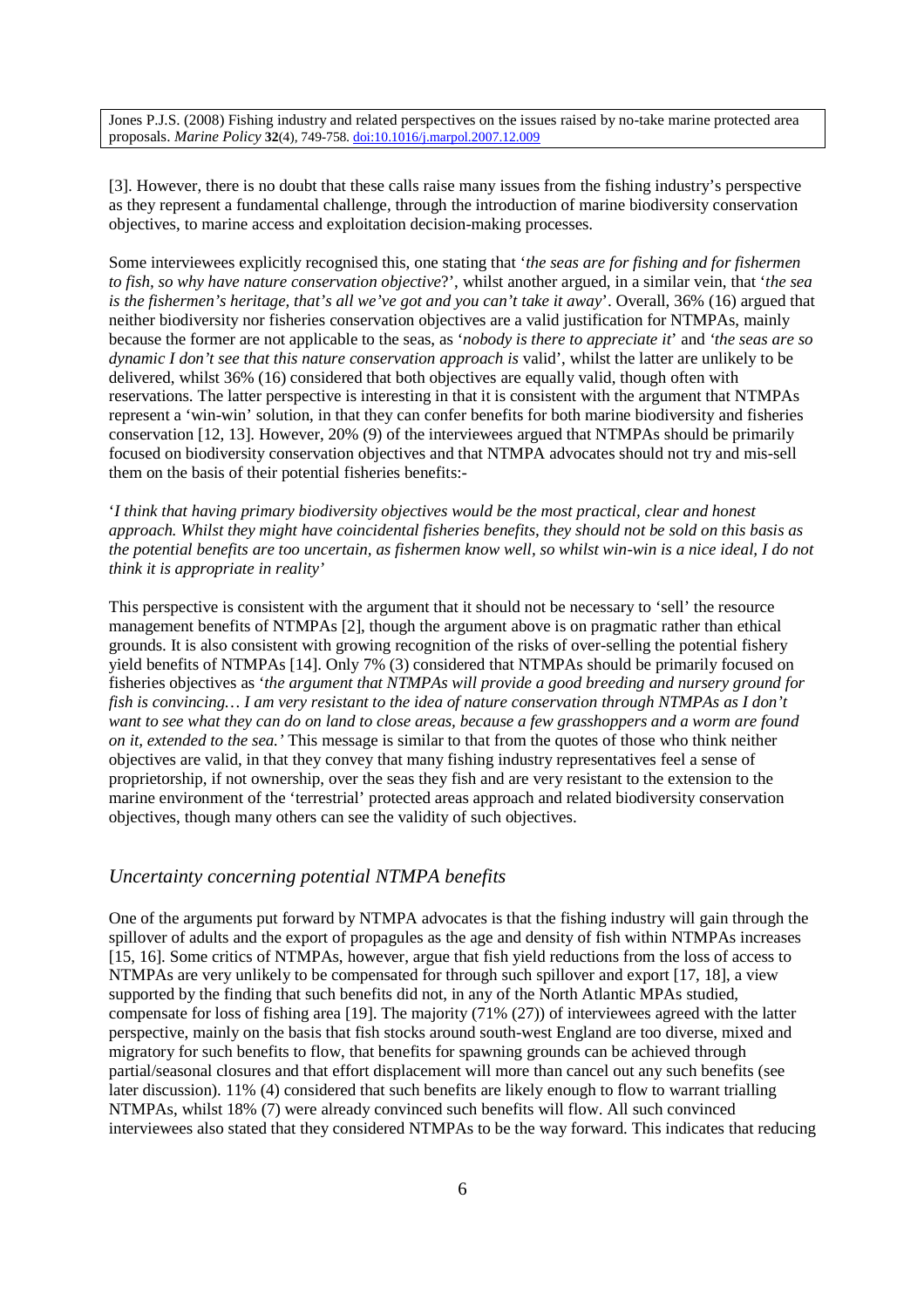[3]. However, there is no doubt that these calls raise many issues from the fishing industry's perspective as they represent a fundamental challenge, through the introduction of marine biodiversity conservation objectives, to marine access and exploitation decision-making processes.

Some interviewees explicitly recognised this, one stating that '*the seas are for fishing and for fishermen to fish, so why have nature conservation objective*?', whilst another argued, in a similar vein, that '*the sea is the fishermen's heritage, that's all we've got and you can't take it away*'. Overall, 36% (16) argued that neither biodiversity nor fisheries conservation objectives are a valid justification for NTMPAs, mainly because the former are not applicable to the seas, as '*nobody is there to appreciate it*' and '*the seas are so dynamic I don't see that this nature conservation approach is* valid', whilst the latter are unlikely to be delivered, whilst 36% (16) considered that both objectives are equally valid, though often with reservations. The latter perspective is interesting in that it is consistent with the argument that NTMPAs represent a 'win-win' solution, in that they can confer benefits for both marine biodiversity and fisheries conservation [12, 13]. However, 20% (9) of the interviewees argued that NTMPAs should be primarily focused on biodiversity conservation objectives and that NTMPA advocates should not try and mis-sell them on the basis of their potential fisheries benefits:-

'*I think that having primary biodiversity objectives would be the most practical, clear and honest approach. Whilst they might have coincidental fisheries benefits, they should not be sold on this basis as the potential benefits are too uncertain, as fishermen know well, so whilst win-win is a nice ideal, I do not think it is appropriate in reality*'

This perspective is consistent with the argument that it should not be necessary to 'sell' the resource management benefits of NTMPAs [2], though the argument above is on pragmatic rather than ethical grounds. It is also consistent with growing recognition of the risks of over-selling the potential fishery yield benefits of NTMPAs [14]. Only 7% (3) considered that NTMPAs should be primarily focused on fisheries objectives as '*the argument that NTMPAs will provide a good breeding and nursery ground for fish is convincing… I am very resistant to the idea of nature conservation through NTMPAs as I don't want to see what they can do on land to close areas, because a few grasshoppers and a worm are found on it, extended to the sea.*' This message is similar to that from the quotes of those who think neither objectives are valid, in that they convey that many fishing industry representatives feel a sense of proprietorship, if not ownership, over the seas they fish and are very resistant to the extension to the marine environment of the 'terrestrial' protected areas approach and related biodiversity conservation objectives, though many others can see the validity of such objectives.

## *Uncertainty concerning potential NTMPA benefits*

One of the arguments put forward by NTMPA advocates is that the fishing industry will gain through the spillover of adults and the export of propagules as the age and density of fish within NTMPAs increases [15, 16]. Some critics of NTMPAs, however, argue that fish yield reductions from the loss of access to NTMPAs are very unlikely to be compensated for through such spillover and export [17, 18], a view supported by the finding that such benefits did not, in any of the North Atlantic MPAs studied, compensate for loss of fishing area [19]. The majority (71% (27)) of interviewees agreed with the latter perspective, mainly on the basis that fish stocks around south-west England are too diverse, mixed and migratory for such benefits to flow, that benefits for spawning grounds can be achieved through partial/seasonal closures and that effort displacement will more than cancel out any such benefits (see later discussion). 11% (4) considered that such benefits are likely enough to flow to warrant trialling NTMPAs, whilst 18% (7) were already convinced such benefits will flow. All such convinced interviewees also stated that they considered NTMPAs to be the way forward. This indicates that reducing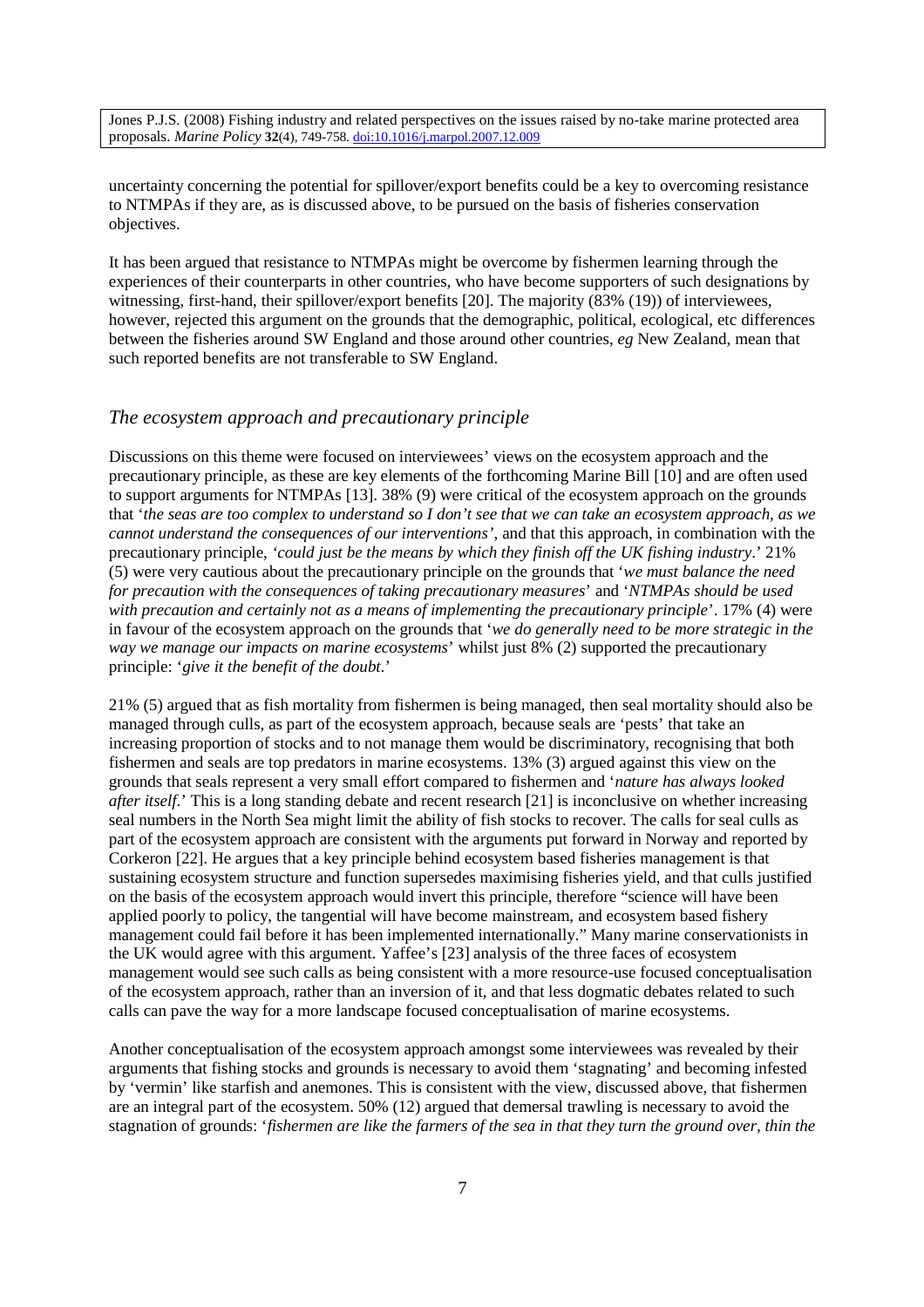uncertainty concerning the potential for spillover/export benefits could be a key to overcoming resistance to NTMPAs if they are, as is discussed above, to be pursued on the basis of fisheries conservation objectives.

It has been argued that resistance to NTMPAs might be overcome by fishermen learning through the experiences of their counterparts in other countries, who have become supporters of such designations by witnessing, first-hand, their spillover/export benefits [20]. The majority (83% (19)) of interviewees, however, rejected this argument on the grounds that the demographic, political, ecological, etc differences between the fisheries around SW England and those around other countries, *eg* New Zealand, mean that such reported benefits are not transferable to SW England.

## *The ecosystem approach and precautionary principle*

Discussions on this theme were focused on interviewees' views on the ecosystem approach and the precautionary principle, as these are key elements of the forthcoming Marine Bill [10] and are often used to support arguments for NTMPAs [13]. 38% (9) were critical of the ecosystem approach on the grounds that '*the seas are too complex to understand so I don't see that we can take an ecosystem approach, as we cannot understand the consequences of our interventions'*, and that this approach, in combination with the precautionary principle, *'could just be the means by which they finish off the UK fishing industry*.' 21% (5) were very cautious about the precautionary principle on the grounds that '*we must balance the need for precaution with the consequences of taking precautionary measures*' and '*NTMPAs should be used with precaution and certainly not as a means of implementing the precautionary principle*'. 17% (4) were in favour of the ecosystem approach on the grounds that '*we do generally need to be more strategic in the way we manage our impacts on marine ecosystems*' whilst just 8% (2) supported the precautionary principle: '*give it the benefit of the doubt*.'

21% (5) argued that as fish mortality from fishermen is being managed, then seal mortality should also be managed through culls, as part of the ecosystem approach, because seals are 'pests' that take an increasing proportion of stocks and to not manage them would be discriminatory, recognising that both fishermen and seals are top predators in marine ecosystems. 13% (3) argued against this view on the grounds that seals represent a very small effort compared to fishermen and '*nature has always looked after itself*.' This is a long standing debate and recent research [21] is inconclusive on whether increasing seal numbers in the North Sea might limit the ability of fish stocks to recover. The calls for seal culls as part of the ecosystem approach are consistent with the arguments put forward in Norway and reported by Corkeron [22]. He argues that a key principle behind ecosystem based fisheries management is that sustaining ecosystem structure and function supersedes maximising fisheries yield, and that culls justified on the basis of the ecosystem approach would invert this principle, therefore "science will have been applied poorly to policy, the tangential will have become mainstream, and ecosystem based fishery management could fail before it has been implemented internationally." Many marine conservationists in the UK would agree with this argument. Yaffee's [23] analysis of the three faces of ecosystem management would see such calls as being consistent with a more resource-use focused conceptualisation of the ecosystem approach, rather than an inversion of it, and that less dogmatic debates related to such calls can pave the way for a more landscape focused conceptualisation of marine ecosystems.

Another conceptualisation of the ecosystem approach amongst some interviewees was revealed by their arguments that fishing stocks and grounds is necessary to avoid them 'stagnating' and becoming infested by 'vermin' like starfish and anemones. This is consistent with the view, discussed above, that fishermen are an integral part of the ecosystem. 50% (12) argued that demersal trawling is necessary to avoid the stagnation of grounds: '*fishermen are like the farmers of the sea in that they turn the ground over, thin the*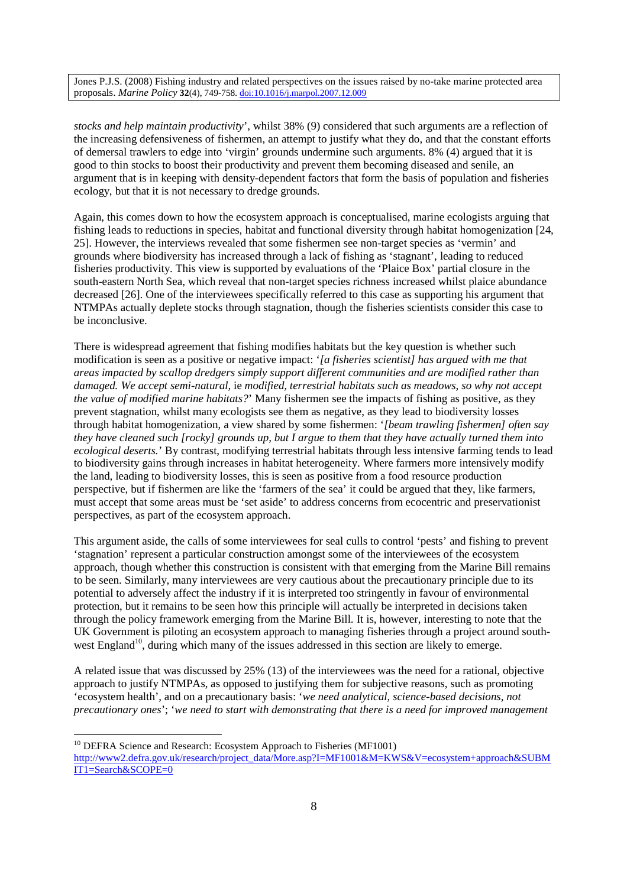*stocks and help maintain productivity*', whilst 38% (9) considered that such arguments are a reflection of the increasing defensiveness of fishermen, an attempt to justify what they do, and that the constant efforts of demersal trawlers to edge into 'virgin' grounds undermine such arguments. 8% (4) argued that it is good to thin stocks to boost their productivity and prevent them becoming diseased and senile, an argument that is in keeping with density-dependent factors that form the basis of population and fisheries ecology, but that it is not necessary to dredge grounds.

Again, this comes down to how the ecosystem approach is conceptualised, marine ecologists arguing that fishing leads to reductions in species, habitat and functional diversity through habitat homogenization [24, 25]. However, the interviews revealed that some fishermen see non-target species as 'vermin' and grounds where biodiversity has increased through a lack of fishing as 'stagnant', leading to reduced fisheries productivity. This view is supported by evaluations of the 'Plaice Box' partial closure in the south-eastern North Sea, which reveal that non-target species richness increased whilst plaice abundance decreased [26]. One of the interviewees specifically referred to this case as supporting his argument that NTMPAs actually deplete stocks through stagnation, though the fisheries scientists consider this case to be inconclusive.

There is widespread agreement that fishing modifies habitats but the key question is whether such modification is seen as a positive or negative impact: '*[a fisheries scientist] has argued with me that areas impacted by scallop dredgers simply support different communities and are modified rather than damaged. We accept semi-natural,* ie *modified, terrestrial habitats such as meadows, so why not accept the value of modified marine habitats?*' Many fishermen see the impacts of fishing as positive, as they prevent stagnation, whilst many ecologists see them as negative, as they lead to biodiversity losses through habitat homogenization, a view shared by some fishermen: '*[beam trawling fishermen] often say they have cleaned such [rocky] grounds up, but I argue to them that they have actually turned them into ecological deserts.*' By contrast, modifying terrestrial habitats through less intensive farming tends to lead to biodiversity gains through increases in habitat heterogeneity. Where farmers more intensively modify the land, leading to biodiversity losses, this is seen as positive from a food resource production perspective, but if fishermen are like the 'farmers of the sea' it could be argued that they, like farmers, must accept that some areas must be 'set aside' to address concerns from ecocentric and preservationist perspectives, as part of the ecosystem approach.

This argument aside, the calls of some interviewees for seal culls to control 'pests' and fishing to prevent 'stagnation' represent a particular construction amongst some of the interviewees of the ecosystem approach, though whether this construction is consistent with that emerging from the Marine Bill remains to be seen. Similarly, many interviewees are very cautious about the precautionary principle due to its potential to adversely affect the industry if it is interpreted too stringently in favour of environmental protection, but it remains to be seen how this principle will actually be interpreted in decisions taken through the policy framework emerging from the Marine Bill. It is, however, interesting to note that the UK Government is piloting an ecosystem approach to managing fisheries through a project around south-west England[10], during which many of the issues addressed in this section are likely to emerge.

A related issue that was discussed by 25% (13) of the interviewees was the need for a rational, objective approach to justify NTMPAs, as opposed to justifying them for subjective reasons, such as promoting 'ecosystem health', and on a precautionary basis: '*we need analytical, science-based decisions, not precautionary ones*'; '*we need to start with demonstrating that there is a need for improved management*

---

[10] DEFRA Science and Research: Ecosystem Approach to Fisheries (MF1001) http://www2.defra.gov.uk/research/project_data/More.asp?I=MF1001&M=KWS&V=ecosystem+approach&SUBMIT1=Search&SCOPE=0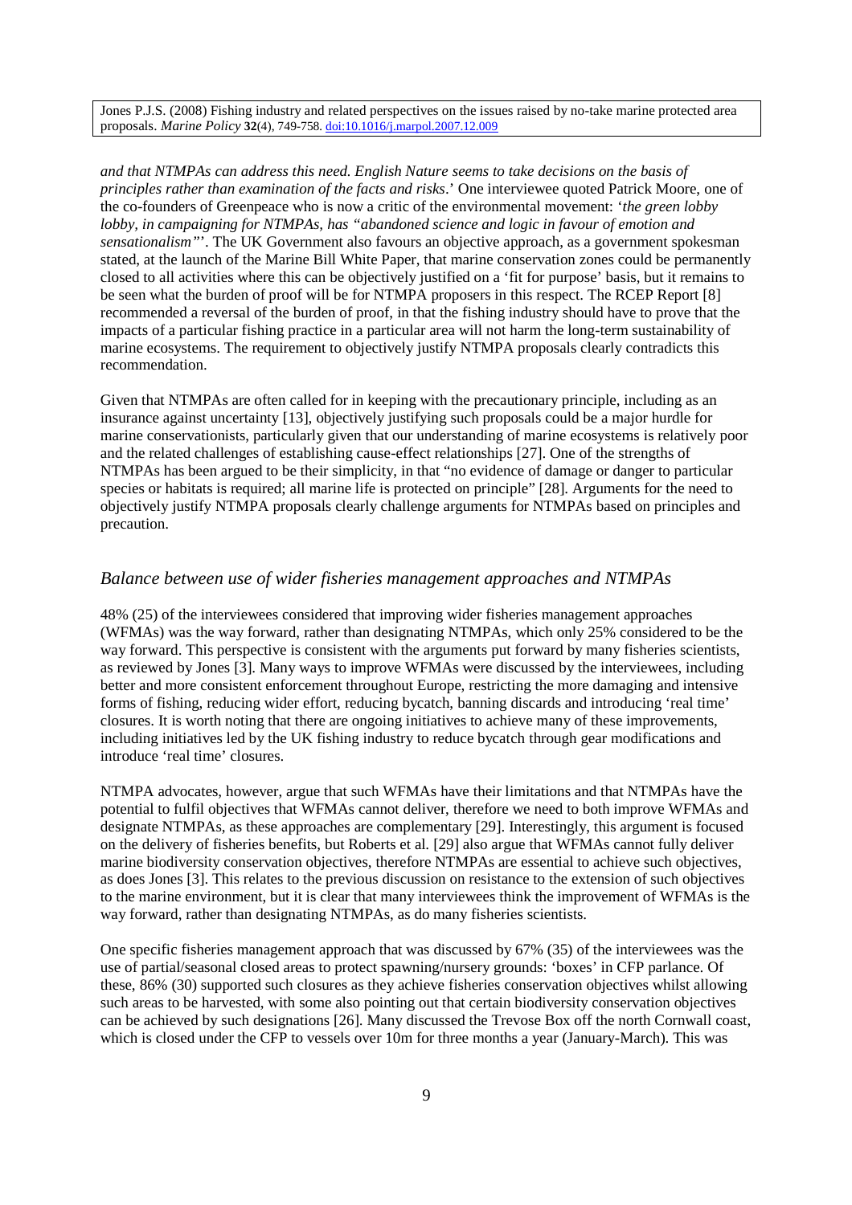*and that NTMPAs can address this need. English Nature seems to take decisions on the basis of principles rather than examination of the facts and risks*.' One interviewee quoted Patrick Moore, one of the co-founders of Greenpeace who is now a critic of the environmental movement: '*the green lobby lobby, in campaigning for NTMPAs, has "abandoned science and logic in favour of emotion and sensationalism"*'. The UK Government also favours an objective approach, as a government spokesman stated, at the launch of the Marine Bill White Paper, that marine conservation zones could be permanently closed to all activities where this can be objectively justified on a 'fit for purpose' basis, but it remains to be seen what the burden of proof will be for NTMPA proposers in this respect. The RCEP Report [8] recommended a reversal of the burden of proof, in that the fishing industry should have to prove that the impacts of a particular fishing practice in a particular area will not harm the long-term sustainability of marine ecosystems. The requirement to objectively justify NTMPA proposals clearly contradicts this recommendation.

Given that NTMPAs are often called for in keeping with the precautionary principle, including as an insurance against uncertainty [13], objectively justifying such proposals could be a major hurdle for marine conservationists, particularly given that our understanding of marine ecosystems is relatively poor and the related challenges of establishing cause-effect relationships [27]. One of the strengths of NTMPAs has been argued to be their simplicity, in that "no evidence of damage or danger to particular species or habitats is required; all marine life is protected on principle" [28]. Arguments for the need to objectively justify NTMPA proposals clearly challenge arguments for NTMPAs based on principles and precaution.

## *Balance between use of wider fisheries management approaches and NTMPAs*

48% (25) of the interviewees considered that improving wider fisheries management approaches (WFMAs) was the way forward, rather than designating NTMPAs, which only 25% considered to be the way forward. This perspective is consistent with the arguments put forward by many fisheries scientists, as reviewed by Jones [3]. Many ways to improve WFMAs were discussed by the interviewees, including better and more consistent enforcement throughout Europe, restricting the more damaging and intensive forms of fishing, reducing wider effort, reducing bycatch, banning discards and introducing 'real time' closures. It is worth noting that there are ongoing initiatives to achieve many of these improvements, including initiatives led by the UK fishing industry to reduce bycatch through gear modifications and introduce 'real time' closures.

NTMPA advocates, however, argue that such WFMAs have their limitations and that NTMPAs have the potential to fulfil objectives that WFMAs cannot deliver, therefore we need to both improve WFMAs and designate NTMPAs, as these approaches are complementary [29]. Interestingly, this argument is focused on the delivery of fisheries benefits, but Roberts et al. [29] also argue that WFMAs cannot fully deliver marine biodiversity conservation objectives, therefore NTMPAs are essential to achieve such objectives, as does Jones [3]. This relates to the previous discussion on resistance to the extension of such objectives to the marine environment, but it is clear that many interviewees think the improvement of WFMAs is the way forward, rather than designating NTMPAs, as do many fisheries scientists.

One specific fisheries management approach that was discussed by 67% (35) of the interviewees was the use of partial/seasonal closed areas to protect spawning/nursery grounds: 'boxes' in CFP parlance. Of these, 86% (30) supported such closures as they achieve fisheries conservation objectives whilst allowing such areas to be harvested, with some also pointing out that certain biodiversity conservation objectives can be achieved by such designations [26]. Many discussed the Trevose Box off the north Cornwall coast, which is closed under the CFP to vessels over 10m for three months a year (January-March). This was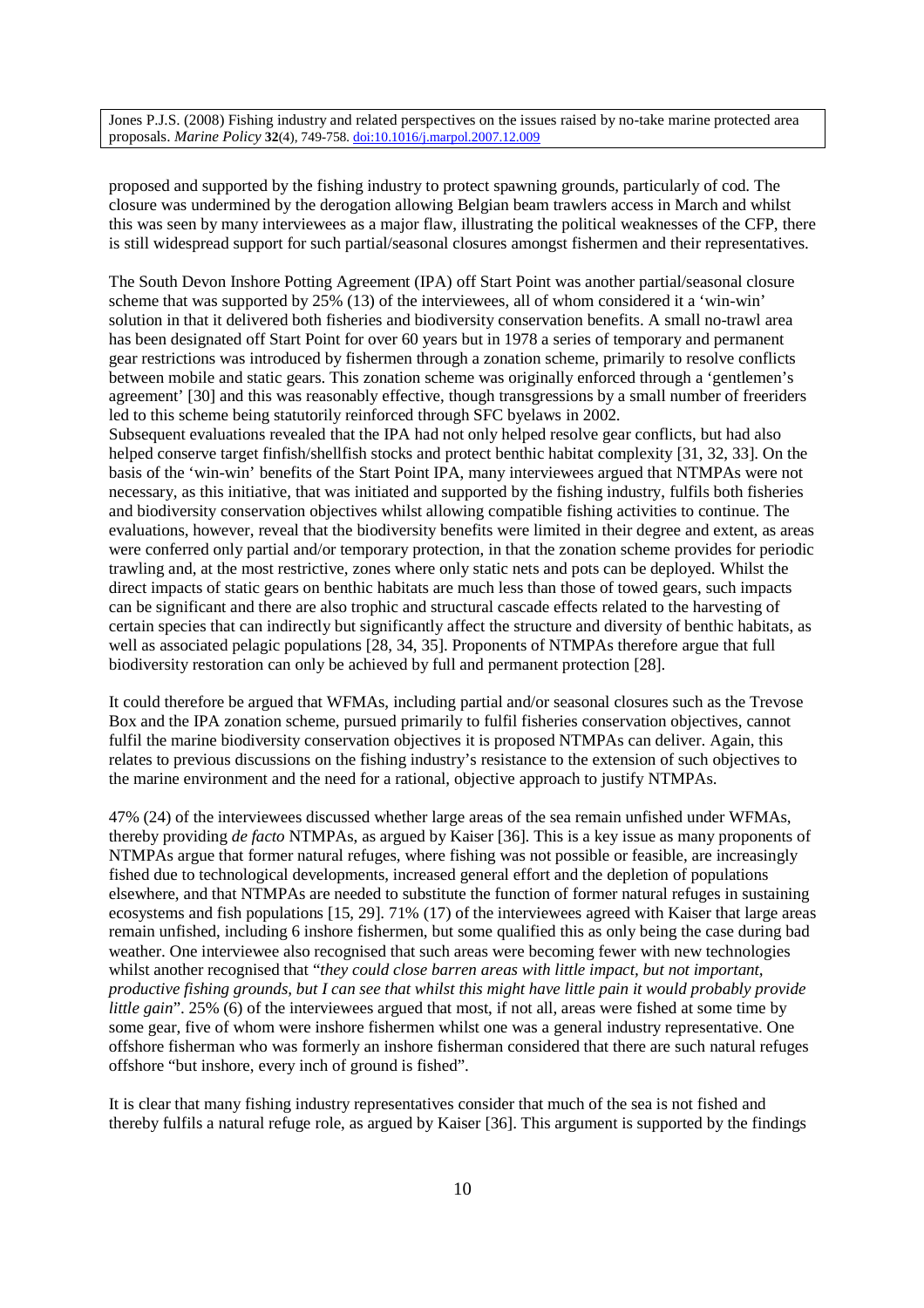proposed and supported by the fishing industry to protect spawning grounds, particularly of cod. The closure was undermined by the derogation allowing Belgian beam trawlers access in March and whilst this was seen by many interviewees as a major flaw, illustrating the political weaknesses of the CFP, there is still widespread support for such partial/seasonal closures amongst fishermen and their representatives.

The South Devon Inshore Potting Agreement (IPA) off Start Point was another partial/seasonal closure scheme that was supported by 25% (13) of the interviewees, all of whom considered it a 'win-win' solution in that it delivered both fisheries and biodiversity conservation benefits. A small no-trawl area has been designated off Start Point for over 60 years but in 1978 a series of temporary and permanent gear restrictions was introduced by fishermen through a zonation scheme, primarily to resolve conflicts between mobile and static gears. This zonation scheme was originally enforced through a 'gentlemen's agreement' [30] and this was reasonably effective, though transgressions by a small number of freeriders led to this scheme being statutorily reinforced through SFC byelaws in 2002.
Subsequent evaluations revealed that the IPA had not only helped resolve gear conflicts, but had also helped conserve target finfish/shellfish stocks and protect benthic habitat complexity [31, 32, 33]. On the basis of the 'win-win' benefits of the Start Point IPA, many interviewees argued that NTMPAs were not necessary, as this initiative, that was initiated and supported by the fishing industry, fulfils both fisheries and biodiversity conservation objectives whilst allowing compatible fishing activities to continue. The evaluations, however, reveal that the biodiversity benefits were limited in their degree and extent, as areas were conferred only partial and/or temporary protection, in that the zonation scheme provides for periodic trawling and, at the most restrictive, zones where only static nets and pots can be deployed. Whilst the direct impacts of static gears on benthic habitats are much less than those of towed gears, such impacts can be significant and there are also trophic and structural cascade effects related to the harvesting of certain species that can indirectly but significantly affect the structure and diversity of benthic habitats, as well as associated pelagic populations [28, 34, 35]. Proponents of NTMPAs therefore argue that full biodiversity restoration can only be achieved by full and permanent protection [28].

It could therefore be argued that WFMAs, including partial and/or seasonal closures such as the Trevose Box and the IPA zonation scheme, pursued primarily to fulfil fisheries conservation objectives, cannot fulfil the marine biodiversity conservation objectives it is proposed NTMPAs can deliver. Again, this relates to previous discussions on the fishing industry's resistance to the extension of such objectives to the marine environment and the need for a rational, objective approach to justify NTMPAs.

47% (24) of the interviewees discussed whether large areas of the sea remain unfished under WFMAs, thereby providing *de facto* NTMPAs, as argued by Kaiser [36]. This is a key issue as many proponents of NTMPAs argue that former natural refuges, where fishing was not possible or feasible, are increasingly fished due to technological developments, increased general effort and the depletion of populations elsewhere, and that NTMPAs are needed to substitute the function of former natural refuges in sustaining ecosystems and fish populations [15, 29]. 71% (17) of the interviewees agreed with Kaiser that large areas remain unfished, including 6 inshore fishermen, but some qualified this as only being the case during bad weather. One interviewee also recognised that such areas were becoming fewer with new technologies whilst another recognised that "*they could close barren areas with little impact, but not important, productive fishing grounds, but I can see that whilst this might have little pain it would probably provide little gain*". 25% (6) of the interviewees argued that most, if not all, areas were fished at some time by some gear, five of whom were inshore fishermen whilst one was a general industry representative. One offshore fisherman who was formerly an inshore fisherman considered that there are such natural refuges offshore "but inshore, every inch of ground is fished".

It is clear that many fishing industry representatives consider that much of the sea is not fished and thereby fulfils a natural refuge role, as argued by Kaiser [36]. This argument is supported by the findings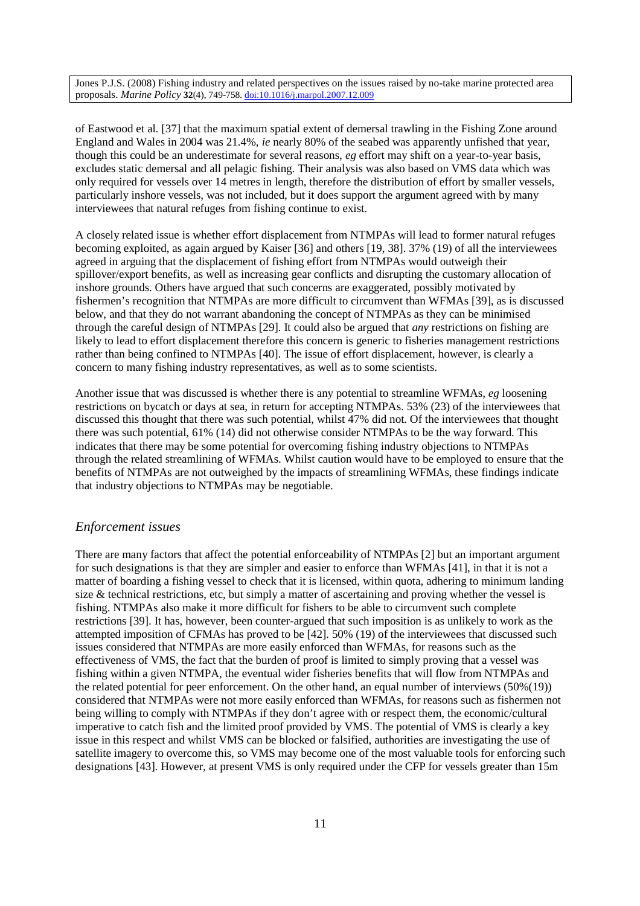of Eastwood et al. [37] that the maximum spatial extent of demersal trawling in the Fishing Zone around England and Wales in 2004 was 21.4%, *ie* nearly 80% of the seabed was apparently unfished that year, though this could be an underestimate for several reasons, *eg* effort may shift on a year-to-year basis, excludes static demersal and all pelagic fishing. Their analysis was also based on VMS data which was only required for vessels over 14 metres in length, therefore the distribution of effort by smaller vessels, particularly inshore vessels, was not included, but it does support the argument agreed with by many interviewees that natural refuges from fishing continue to exist.

A closely related issue is whether effort displacement from NTMPAs will lead to former natural refuges becoming exploited, as again argued by Kaiser [36] and others [19, 38]. 37% (19) of all the interviewees agreed in arguing that the displacement of fishing effort from NTMPAs would outweigh their spillover/export benefits, as well as increasing gear conflicts and disrupting the customary allocation of inshore grounds. Others have argued that such concerns are exaggerated, possibly motivated by fishermen's recognition that NTMPAs are more difficult to circumvent than WFMAs [39], as is discussed below, and that they do not warrant abandoning the concept of NTMPAs as they can be minimised through the careful design of NTMPAs [29]. It could also be argued that *any* restrictions on fishing are likely to lead to effort displacement therefore this concern is generic to fisheries management restrictions rather than being confined to NTMPAs [40]. The issue of effort displacement, however, is clearly a concern to many fishing industry representatives, as well as to some scientists.

Another issue that was discussed is whether there is any potential to streamline WFMAs, *eg* loosening restrictions on bycatch or days at sea, in return for accepting NTMPAs. 53% (23) of the interviewees that discussed this thought that there was such potential, whilst 47% did not. Of the interviewees that thought there was such potential, 61% (14) did not otherwise consider NTMPAs to be the way forward. This indicates that there may be some potential for overcoming fishing industry objections to NTMPAs through the related streamlining of WFMAs. Whilst caution would have to be employed to ensure that the benefits of NTMPAs are not outweighed by the impacts of streamlining WFMAs, these findings indicate that industry objections to NTMPAs may be negotiable.

## *Enforcement issues*

There are many factors that affect the potential enforceability of NTMPAs [2] but an important argument for such designations is that they are simpler and easier to enforce than WFMAs [41], in that it is not a matter of boarding a fishing vessel to check that it is licensed, within quota, adhering to minimum landing size & technical restrictions, etc, but simply a matter of ascertaining and proving whether the vessel is fishing. NTMPAs also make it more difficult for fishers to be able to circumvent such complete restrictions [39]. It has, however, been counter-argued that such imposition is as unlikely to work as the attempted imposition of CFMAs has proved to be [42]. 50% (19) of the interviewees that discussed such issues considered that NTMPAs are more easily enforced than WFMAs, for reasons such as the effectiveness of VMS, the fact that the burden of proof is limited to simply proving that a vessel was fishing within a given NTMPA, the eventual wider fisheries benefits that will flow from NTMPAs and the related potential for peer enforcement. On the other hand, an equal number of interviews (50%(19)) considered that NTMPAs were not more easily enforced than WFMAs, for reasons such as fishermen not being willing to comply with NTMPAs if they don't agree with or respect them, the economic/cultural imperative to catch fish and the limited proof provided by VMS. The potential of VMS is clearly a key issue in this respect and whilst VMS can be blocked or falsified, authorities are investigating the use of satellite imagery to overcome this, so VMS may become one of the most valuable tools for enforcing such designations [43]. However, at present VMS is only required under the CFP for vessels greater than 15m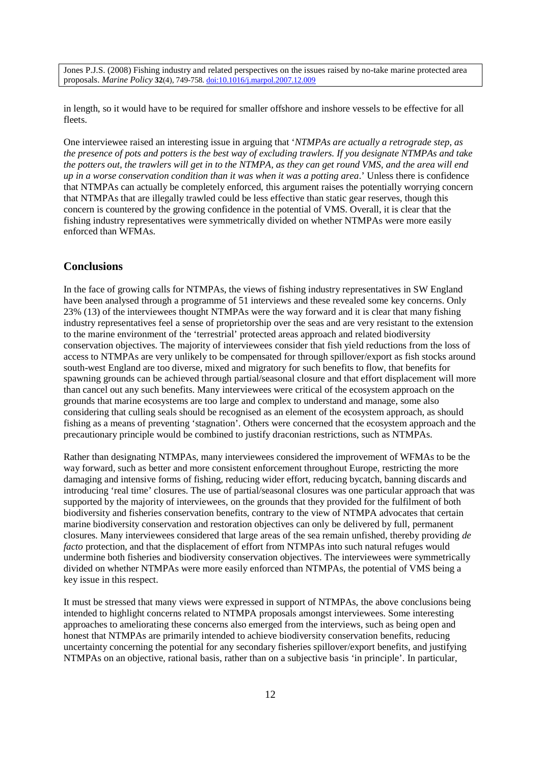in length, so it would have to be required for smaller offshore and inshore vessels to be effective for all fleets.

One interviewee raised an interesting issue in arguing that '*NTMPAs are actually a retrograde step, as the presence of pots and potters is the best way of excluding trawlers. If you designate NTMPAs and take the potters out, the trawlers will get in to the NTMPA, as they can get round VMS, and the area will end up in a worse conservation condition than it was when it was a potting area*.' Unless there is confidence that NTMPAs can actually be completely enforced, this argument raises the potentially worrying concern that NTMPAs that are illegally trawled could be less effective than static gear reserves, though this concern is countered by the growing confidence in the potential of VMS. Overall, it is clear that the fishing industry representatives were symmetrically divided on whether NTMPAs were more easily enforced than WFMAs.

## Conclusions

In the face of growing calls for NTMPAs, the views of fishing industry representatives in SW England have been analysed through a programme of 51 interviews and these revealed some key concerns. Only 23% (13) of the interviewees thought NTMPAs were the way forward and it is clear that many fishing industry representatives feel a sense of proprietorship over the seas and are very resistant to the extension to the marine environment of the 'terrestrial' protected areas approach and related biodiversity conservation objectives. The majority of interviewees consider that fish yield reductions from the loss of access to NTMPAs are very unlikely to be compensated for through spillover/export as fish stocks around south-west England are too diverse, mixed and migratory for such benefits to flow, that benefits for spawning grounds can be achieved through partial/seasonal closure and that effort displacement will more than cancel out any such benefits. Many interviewees were critical of the ecosystem approach on the grounds that marine ecosystems are too large and complex to understand and manage, some also considering that culling seals should be recognised as an element of the ecosystem approach, as should fishing as a means of preventing 'stagnation'. Others were concerned that the ecosystem approach and the precautionary principle would be combined to justify draconian restrictions, such as NTMPAs.

Rather than designating NTMPAs, many interviewees considered the improvement of WFMAs to be the way forward, such as better and more consistent enforcement throughout Europe, restricting the more damaging and intensive forms of fishing, reducing wider effort, reducing bycatch, banning discards and introducing 'real time' closures. The use of partial/seasonal closures was one particular approach that was supported by the majority of interviewees, on the grounds that they provided for the fulfilment of both biodiversity and fisheries conservation benefits, contrary to the view of NTMPA advocates that certain marine biodiversity conservation and restoration objectives can only be delivered by full, permanent closures. Many interviewees considered that large areas of the sea remain unfished, thereby providing *de facto* protection, and that the displacement of effort from NTMPAs into such natural refuges would undermine both fisheries and biodiversity conservation objectives. The interviewees were symmetrically divided on whether NTMPAs were more easily enforced than NTMPAs, the potential of VMS being a key issue in this respect.

It must be stressed that many views were expressed in support of NTMPAs, the above conclusions being intended to highlight concerns related to NTMPA proposals amongst interviewees. Some interesting approaches to ameliorating these concerns also emerged from the interviews, such as being open and honest that NTMPAs are primarily intended to achieve biodiversity conservation benefits, reducing uncertainty concerning the potential for any secondary fisheries spillover/export benefits, and justifying NTMPAs on an objective, rational basis, rather than on a subjective basis 'in principle'. In particular,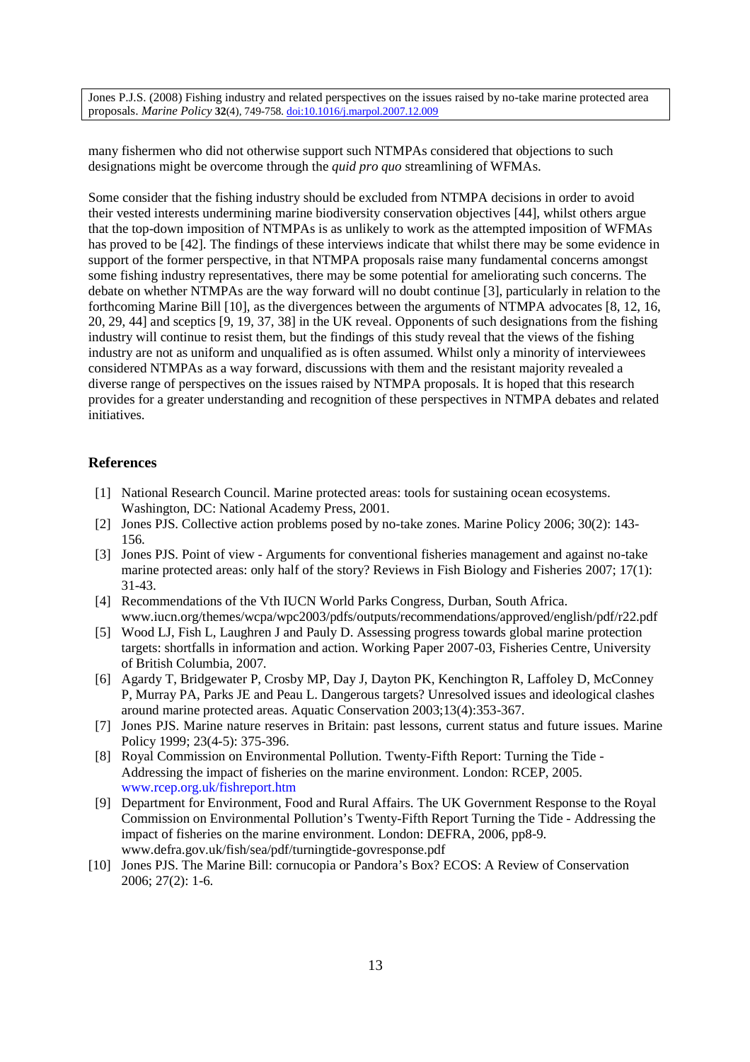many fishermen who did not otherwise support such NTMPAs considered that objections to such designations might be overcome through the *quid pro quo* streamlining of WFMAs.

Some consider that the fishing industry should be excluded from NTMPA decisions in order to avoid their vested interests undermining marine biodiversity conservation objectives [44], whilst others argue that the top-down imposition of NTMPAs is as unlikely to work as the attempted imposition of WFMAs has proved to be [42]. The findings of these interviews indicate that whilst there may be some evidence in support of the former perspective, in that NTMPA proposals raise many fundamental concerns amongst some fishing industry representatives, there may be some potential for ameliorating such concerns. The debate on whether NTMPAs are the way forward will no doubt continue [3], particularly in relation to the forthcoming Marine Bill [10], as the divergences between the arguments of NTMPA advocates [8, 12, 16, 20, 29, 44] and sceptics [9, 19, 37, 38] in the UK reveal. Opponents of such designations from the fishing industry will continue to resist them, but the findings of this study reveal that the views of the fishing industry are not as uniform and unqualified as is often assumed. Whilst only a minority of interviewees considered NTMPAs as a way forward, discussions with them and the resistant majority revealed a diverse range of perspectives on the issues raised by NTMPA proposals. It is hoped that this research provides for a greater understanding and recognition of these perspectives in NTMPA debates and related initiatives.

## References

[1] National Research Council. Marine protected areas: tools for sustaining ocean ecosystems. Washington, DC: National Academy Press, 2001.

[2] Jones PJS. Collective action problems posed by no-take zones. Marine Policy 2006; 30(2): 143-156.

[3] Jones PJS. Point of view - Arguments for conventional fisheries management and against no-take marine protected areas: only half of the story? Reviews in Fish Biology and Fisheries 2007; 17(1): 31-43.

[4] Recommendations of the Vth IUCN World Parks Congress, Durban, South Africa. www.iucn.org/themes/wcpa/wpc2003/pdfs/outputs/recommendations/approved/english/pdf/r22.pdf

[5] Wood LJ, Fish L, Laughren J and Pauly D. Assessing progress towards global marine protection targets: shortfalls in information and action. Working Paper 2007-03, Fisheries Centre, University of British Columbia, 2007.

[6] Agardy T, Bridgewater P, Crosby MP, Day J, Dayton PK, Kenchington R, Laffoley D, McConney P, Murray PA, Parks JE and Peau L. Dangerous targets? Unresolved issues and ideological clashes around marine protected areas. Aquatic Conservation 2003;13(4):353-367.

[7] Jones PJS. Marine nature reserves in Britain: past lessons, current status and future issues. Marine Policy 1999; 23(4-5): 375-396.

[8] Royal Commission on Environmental Pollution. Twenty-Fifth Report: Turning the Tide - Addressing the impact of fisheries on the marine environment. London: RCEP, 2005. www.rcep.org.uk/fishreport.htm

[9] Department for Environment, Food and Rural Affairs. The UK Government Response to the Royal Commission on Environmental Pollution's Twenty-Fifth Report Turning the Tide - Addressing the impact of fisheries on the marine environment. London: DEFRA, 2006, pp8-9. www.defra.gov.uk/fish/sea/pdf/turningtide-govresponse.pdf

[10] Jones PJS. The Marine Bill: cornucopia or Pandora's Box? ECOS: A Review of Conservation 2006; 27(2): 1-6.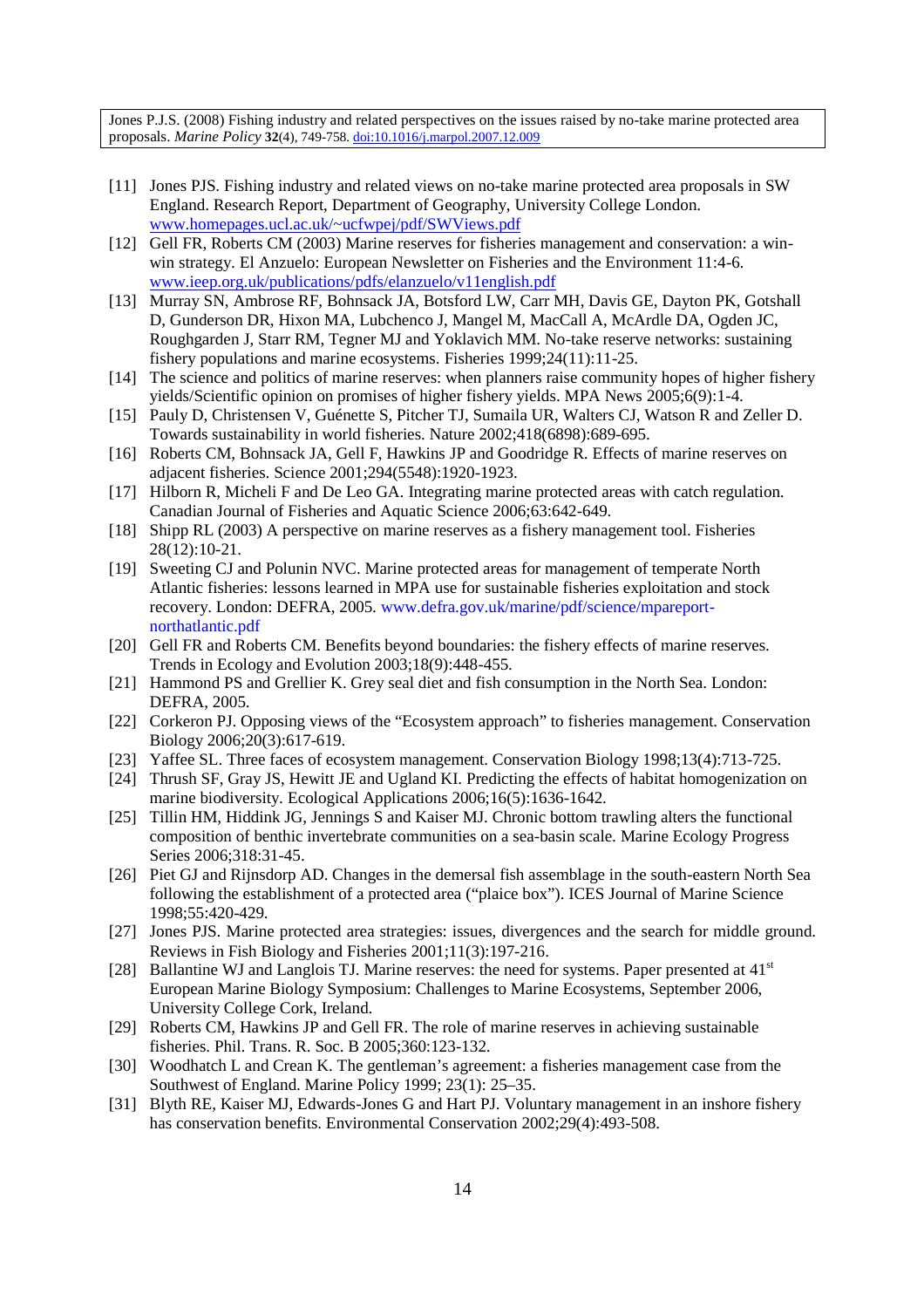[11] Jones PJS. Fishing industry and related views on no-take marine protected area proposals in SW England. Research Report, Department of Geography, University College London. www.homepages.ucl.ac.uk/~ucfwpej/pdf/SWViews.pdf

[12] Gell FR, Roberts CM (2003) Marine reserves for fisheries management and conservation: a win-win strategy. El Anzuelo: European Newsletter on Fisheries and the Environment 11:4-6. www.ieep.org.uk/publications/pdfs/elanzuelo/v11english.pdf

[13] Murray SN, Ambrose RF, Bohnsack JA, Botsford LW, Carr MH, Davis GE, Dayton PK, Gotshall D, Gunderson DR, Hixon MA, Lubchenco J, Mangel M, MacCall A, McArdle DA, Ogden JC, Roughgarden J, Starr RM, Tegner MJ and Yoklavich MM. No-take reserve networks: sustaining fishery populations and marine ecosystems. Fisheries 1999;24(11):11-25.

[14] The science and politics of marine reserves: when planners raise community hopes of higher fishery yields/Scientific opinion on promises of higher fishery yields. MPA News 2005;6(9):1-4.

[15] Pauly D, Christensen V, Guénette S, Pitcher TJ, Sumaila UR, Walters CJ, Watson R and Zeller D. Towards sustainability in world fisheries. Nature 2002;418(6898):689-695.

[16] Roberts CM, Bohnsack JA, Gell F, Hawkins JP and Goodridge R. Effects of marine reserves on adjacent fisheries. Science 2001;294(5548):1920-1923.

[17] Hilborn R, Micheli F and De Leo GA. Integrating marine protected areas with catch regulation. Canadian Journal of Fisheries and Aquatic Science 2006;63:642-649.

[18] Shipp RL (2003) A perspective on marine reserves as a fishery management tool. Fisheries 28(12):10-21.

[19] Sweeting CJ and Polunin NVC. Marine protected areas for management of temperate North Atlantic fisheries: lessons learned in MPA use for sustainable fisheries exploitation and stock recovery. London: DEFRA, 2005. www.defra.gov.uk/marine/pdf/science/mpareport-northatlantic.pdf

[20] Gell FR and Roberts CM. Benefits beyond boundaries: the fishery effects of marine reserves. Trends in Ecology and Evolution 2003;18(9):448-455.

[21] Hammond PS and Grellier K. Grey seal diet and fish consumption in the North Sea. London: DEFRA, 2005.

[22] Corkeron PJ. Opposing views of the "Ecosystem approach" to fisheries management. Conservation Biology 2006;20(3):617-619.

[23] Yaffee SL. Three faces of ecosystem management. Conservation Biology 1998;13(4):713-725.

[24] Thrush SF, Gray JS, Hewitt JE and Ugland KI. Predicting the effects of habitat homogenization on marine biodiversity. Ecological Applications 2006;16(5):1636-1642.

[25] Tillin HM, Hiddink JG, Jennings S and Kaiser MJ. Chronic bottom trawling alters the functional composition of benthic invertebrate communities on a sea-basin scale. Marine Ecology Progress Series 2006;318:31-45.

[26] Piet GJ and Rijnsdorp AD. Changes in the demersal fish assemblage in the south-eastern North Sea following the establishment of a protected area ("plaice box"). ICES Journal of Marine Science 1998;55:420-429.

[27] Jones PJS. Marine protected area strategies: issues, divergences and the search for middle ground. Reviews in Fish Biology and Fisheries 2001;11(3):197-216.

[28] Ballantine WJ and Langlois TJ. Marine reserves: the need for systems. Paper presented at 41st European Marine Biology Symposium: Challenges to Marine Ecosystems, September 2006, University College Cork, Ireland.

[29] Roberts CM, Hawkins JP and Gell FR. The role of marine reserves in achieving sustainable fisheries. Phil. Trans. R. Soc. B 2005;360:123-132.

[30] Woodhatch L and Crean K. The gentleman's agreement: a fisheries management case from the Southwest of England. Marine Policy 1999; 23(1): 25–35.

[31] Blyth RE, Kaiser MJ, Edwards-Jones G and Hart PJ. Voluntary management in an inshore fishery has conservation benefits. Environmental Conservation 2002;29(4):493-508.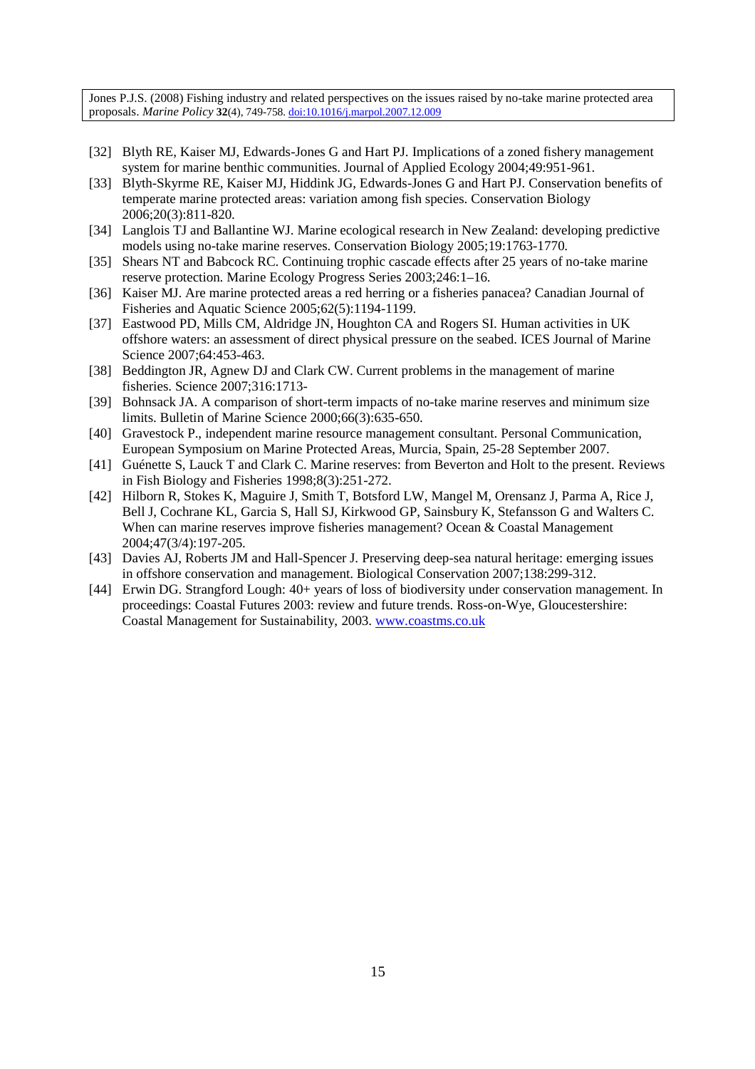[32] Blyth RE, Kaiser MJ, Edwards-Jones G and Hart PJ. Implications of a zoned fishery management system for marine benthic communities. Journal of Applied Ecology 2004;49:951-961.

[33] Blyth-Skyrme RE, Kaiser MJ, Hiddink JG, Edwards-Jones G and Hart PJ. Conservation benefits of temperate marine protected areas: variation among fish species. Conservation Biology 2006;20(3):811-820.

[34] Langlois TJ and Ballantine WJ. Marine ecological research in New Zealand: developing predictive models using no-take marine reserves. Conservation Biology 2005;19:1763-1770.

[35] Shears NT and Babcock RC. Continuing trophic cascade effects after 25 years of no-take marine reserve protection. Marine Ecology Progress Series 2003;246:1–16.

[36] Kaiser MJ. Are marine protected areas a red herring or a fisheries panacea? Canadian Journal of Fisheries and Aquatic Science 2005;62(5):1194-1199.

[37] Eastwood PD, Mills CM, Aldridge JN, Houghton CA and Rogers SI. Human activities in UK offshore waters: an assessment of direct physical pressure on the seabed. ICES Journal of Marine Science 2007;64:453-463.

[38] Beddington JR, Agnew DJ and Clark CW. Current problems in the management of marine fisheries. Science 2007;316:1713-

[39] Bohnsack JA. A comparison of short-term impacts of no-take marine reserves and minimum size limits. Bulletin of Marine Science 2000;66(3):635-650.

[40] Gravestock P., independent marine resource management consultant. Personal Communication, European Symposium on Marine Protected Areas, Murcia, Spain, 25-28 September 2007.

[41] Guénette S, Lauck T and Clark C. Marine reserves: from Beverton and Holt to the present. Reviews in Fish Biology and Fisheries 1998;8(3):251-272.

[42] Hilborn R, Stokes K, Maguire J, Smith T, Botsford LW, Mangel M, Orensanz J, Parma A, Rice J, Bell J, Cochrane KL, Garcia S, Hall SJ, Kirkwood GP, Sainsbury K, Stefansson G and Walters C. When can marine reserves improve fisheries management? Ocean & Coastal Management 2004;47(3/4):197-205.

[43] Davies AJ, Roberts JM and Hall-Spencer J. Preserving deep-sea natural heritage: emerging issues in offshore conservation and management. Biological Conservation 2007;138:299-312.

[44] Erwin DG. Strangford Lough: 40+ years of loss of biodiversity under conservation management. In proceedings: Coastal Futures 2003: review and future trends. Ross-on-Wye, Gloucestershire: Coastal Management for Sustainability, 2003. www.coastms.co.uk